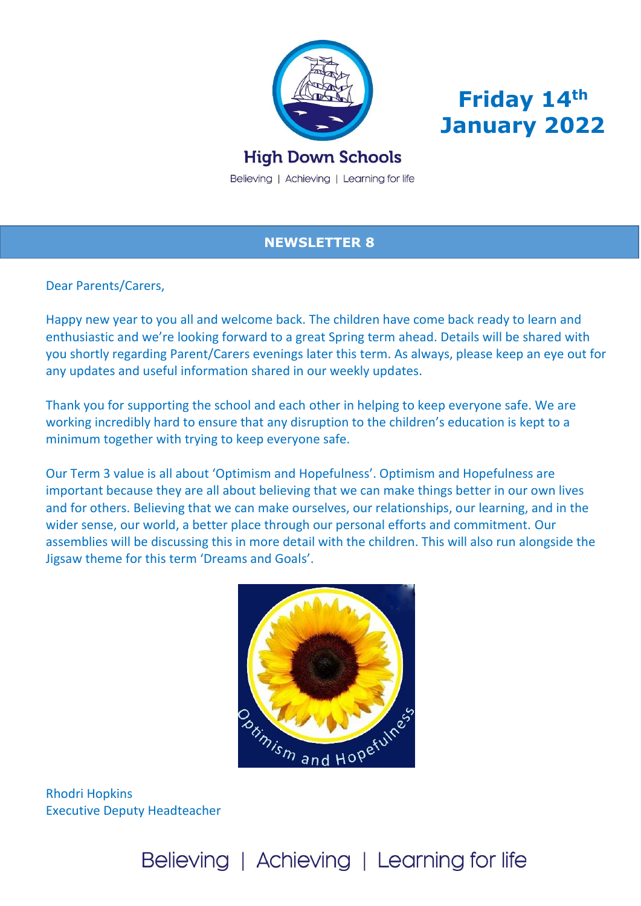High Down Schools

Believing | Achieving | Learning for life

**Friday 14th January 2022**

## NEWSLETTER 8

Dear Parents/Carers,

Happy new year to you all and welcome back. The children have come back ready to learn and enthusiastic and we're looking forward to a great Spring term ahead. Details will be shared with you shortly regarding Parent/Carers evenings later this term. As always, please keep an eye out for any updates and useful information shared in our weekly updates.

Thank you for supporting the school and each other in helping to keep everyone safe. We are working incredibly hard to ensure that any disruption to the children's education is kept to a minimum together with trying to keep everyone safe.

Our Term 3 value is all about 'Optimism and Hopefulness'. Optimism and Hopefulness are important because they are all about believing that we can make things better in our own lives and for others. Believing that we can make ourselves, our relationships, our learning, and in the wider sense, our world, a better place through our personal efforts and commitment. Our assemblies will be discussing this in more detail with the children. This will also run alongside the Jigsaw theme for this term 'Dreams and Goals'.

Optimism and Hopefulness

Rhodri Hopkins
Executive Deputy Headteacher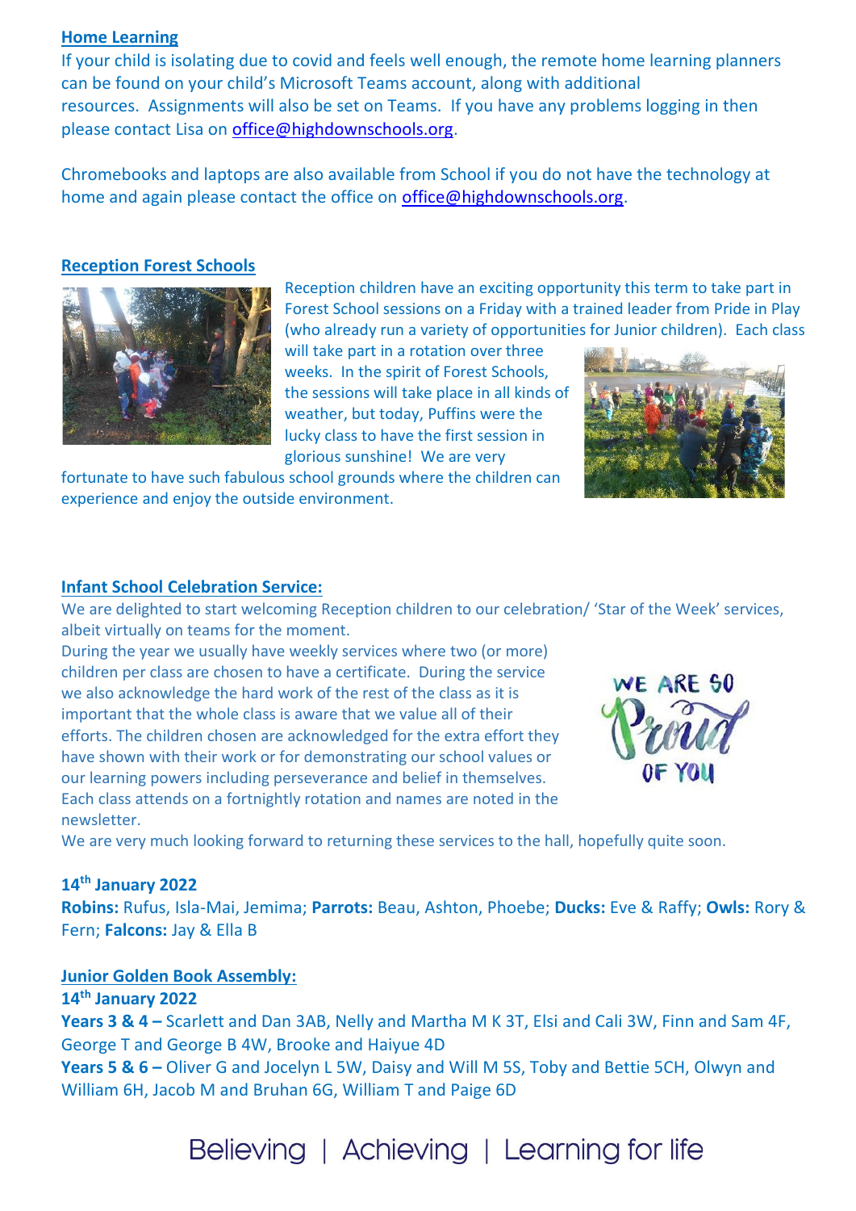## Home Learning

If your child is isolating due to covid and feels well enough, the remote home learning planners can be found on your child's Microsoft Teams account, along with additional resources. Assignments will also be set on Teams. If you have any problems logging in then please contact Lisa on office@highdownschools.org.

Chromebooks and laptops are also available from School if you do not have the technology at home and again please contact the office on office@highdownschools.org.

## Reception Forest Schools

Reception children have an exciting opportunity this term to take part in Forest School sessions on a Friday with a trained leader from Pride in Play (who already run a variety of opportunities for Junior children). Each class will take part in a rotation over three weeks. In the spirit of Forest Schools, the sessions will take place in all kinds of weather, but today, Puffins were the lucky class to have the first session in glorious sunshine! We are very fortunate to have such fabulous school grounds where the children can experience and enjoy the outside environment.

## Infant School Celebration Service:

We are delighted to start welcoming Reception children to our celebration/ 'Star of the Week' services, albeit virtually on teams for the moment.

During the year we usually have weekly services where two (or more) children per class are chosen to have a certificate. During the service we also acknowledge the hard work of the rest of the class as it is important that the whole class is aware that we value all of their efforts. The children chosen are acknowledged for the extra effort they have shown with their work or for demonstrating our school values or our learning powers including perseverance and belief in themselves. Each class attends on a fortnightly rotation and names are noted in the newsletter.

WE ARE SO Proud OF YOU

We are very much looking forward to returning these services to the hall, hopefully quite soon.

**14th January 2022**

**Robins:** Rufus, Isla-Mai, Jemima; **Parrots:** Beau, Ashton, Phoebe; **Ducks:** Eve & Raffy; **Owls:** Rory & Fern; **Falcons:** Jay & Ella B

## Junior Golden Book Assembly:

**14th January 2022**

**Years 3 & 4 –** Scarlett and Dan 3AB, Nelly and Martha M K 3T, Elsi and Cali 3W, Finn and Sam 4F, George T and George B 4W, Brooke and Haiyue 4D

**Years 5 & 6 –** Oliver G and Jocelyn L 5W, Daisy and Will M 5S, Toby and Bettie 5CH, Olwyn and William 6H, Jacob M and Bruhan 6G, William T and Paige 6D

Believing | Achieving | Learning for life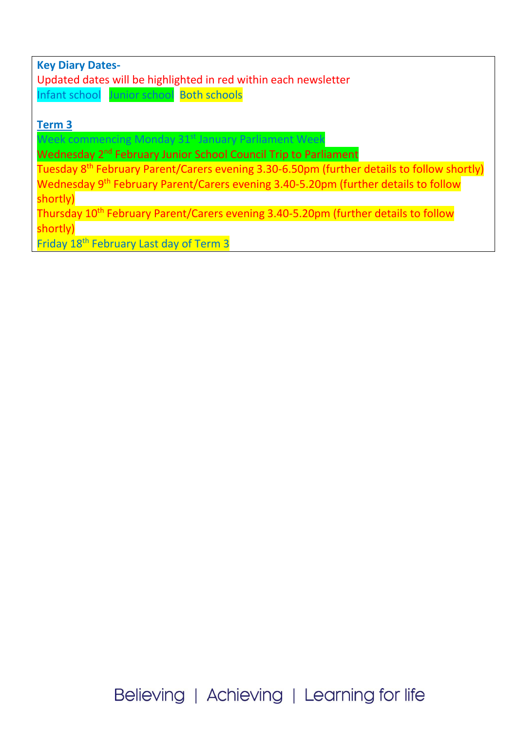**Key Diary Dates-**

Updated dates will be highlighted in red within each newsletter

Infant school Junior school Both schools

**Term 3**

Week commencing Monday 31st January Parliament Week

Wednesday 2nd February Junior School Council Trip to Parliament

Tuesday 8th February Parent/Carers evening 3.30-6.50pm (further details to follow shortly)

Wednesday 9th February Parent/Carers evening 3.40-5.20pm (further details to follow shortly)

Thursday 10th February Parent/Carers evening 3.40-5.20pm (further details to follow shortly)

Friday 18th February Last day of Term 3

Believing | Achieving | Learning for life